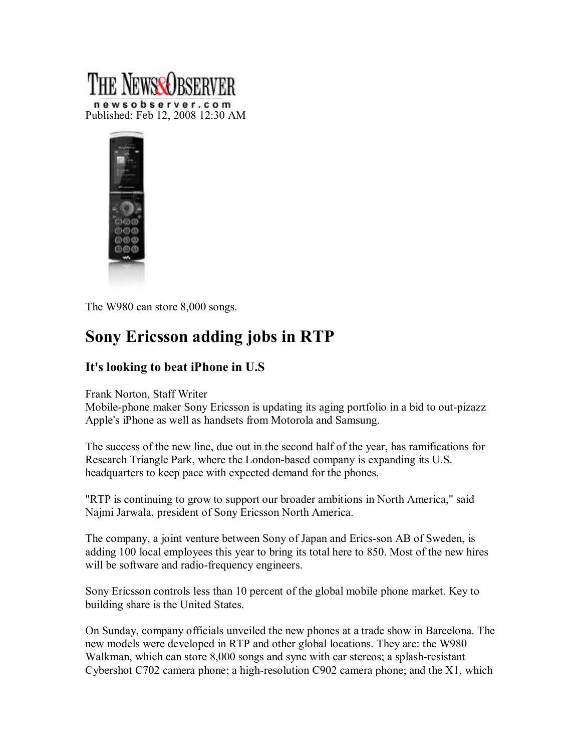THE NEWS&OBSERVER
newsobserver.com
Published: Feb 12, 2008 12:30 AM

The W980 can store 8,000 songs.

# Sony Ericsson adding jobs in RTP

## It's looking to beat iPhone in U.S

Frank Norton, Staff Writer
Mobile-phone maker Sony Ericsson is updating its aging portfolio in a bid to out-pizazz Apple's iPhone as well as handsets from Motorola and Samsung.

The success of the new line, due out in the second half of the year, has ramifications for Research Triangle Park, where the London-based company is expanding its U.S. headquarters to keep pace with expected demand for the phones.

"RTP is continuing to grow to support our broader ambitions in North America," said Najmi Jarwala, president of Sony Ericsson North America.

The company, a joint venture between Sony of Japan and Erics-son AB of Sweden, is adding 100 local employees this year to bring its total here to 850. Most of the new hires will be software and radio-frequency engineers.

Sony Ericsson controls less than 10 percent of the global mobile phone market. Key to building share is the United States.

On Sunday, company officials unveiled the new phones at a trade show in Barcelona. The new models were developed in RTP and other global locations. They are: the W980 Walkman, which can store 8,000 songs and sync with car stereos; a splash-resistant Cybershot C702 camera phone; a high-resolution C902 camera phone; and the X1, which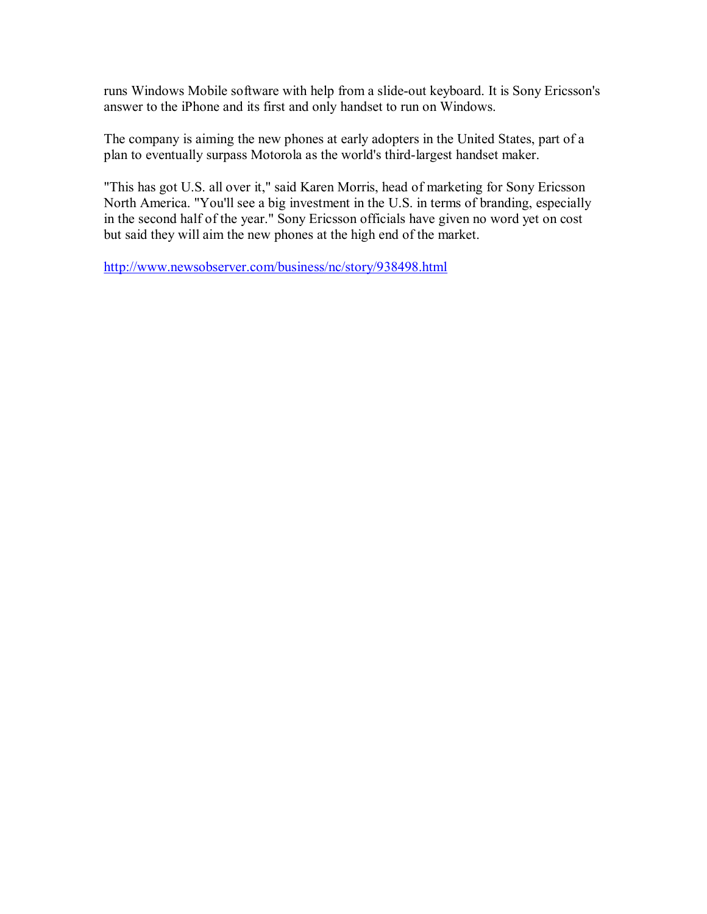runs Windows Mobile software with help from a slide-out keyboard. It is Sony Ericsson's answer to the iPhone and its first and only handset to run on Windows.

The company is aiming the new phones at early adopters in the United States, part of a plan to eventually surpass Motorola as the world's third-largest handset maker.

"This has got U.S. all over it," said Karen Morris, head of marketing for Sony Ericsson North America. "You'll see a big investment in the U.S. in terms of branding, especially in the second half of the year." Sony Ericsson officials have given no word yet on cost but said they will aim the new phones at the high end of the market.

http://www.newsobserver.com/business/nc/story/938498.html